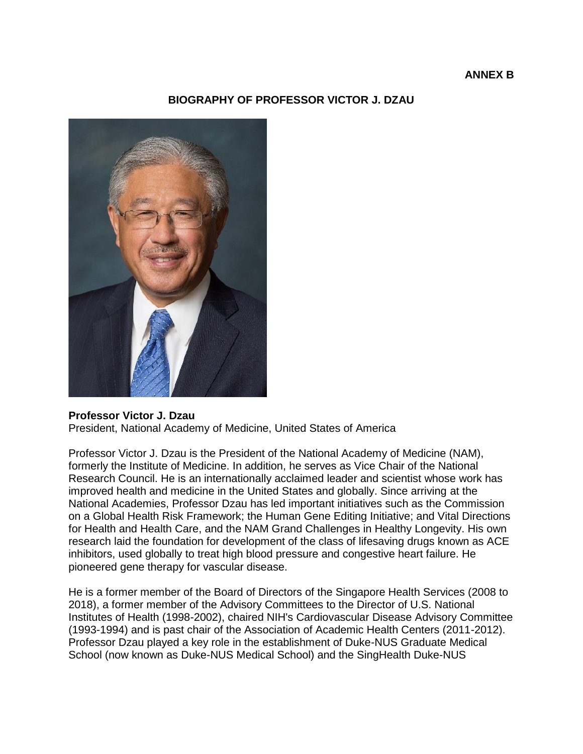**ANNEX B**

## BIOGRAPHY OF PROFESSOR VICTOR J. DZAU

**Professor Victor J. Dzau**
President, National Academy of Medicine, United States of America

Professor Victor J. Dzau is the President of the National Academy of Medicine (NAM), formerly the Institute of Medicine. In addition, he serves as Vice Chair of the National Research Council. He is an internationally acclaimed leader and scientist whose work has improved health and medicine in the United States and globally. Since arriving at the National Academies, Professor Dzau has led important initiatives such as the Commission on a Global Health Risk Framework; the Human Gene Editing Initiative; and Vital Directions for Health and Health Care, and the NAM Grand Challenges in Healthy Longevity. His own research laid the foundation for development of the class of lifesaving drugs known as ACE inhibitors, used globally to treat high blood pressure and congestive heart failure. He pioneered gene therapy for vascular disease.

He is a former member of the Board of Directors of the Singapore Health Services (2008 to 2018), a former member of the Advisory Committees to the Director of U.S. National Institutes of Health (1998-2002), chaired NIH's Cardiovascular Disease Advisory Committee (1993-1994) and is past chair of the Association of Academic Health Centers (2011-2012). Professor Dzau played a key role in the establishment of Duke-NUS Graduate Medical School (now known as Duke-NUS Medical School) and the SingHealth Duke-NUS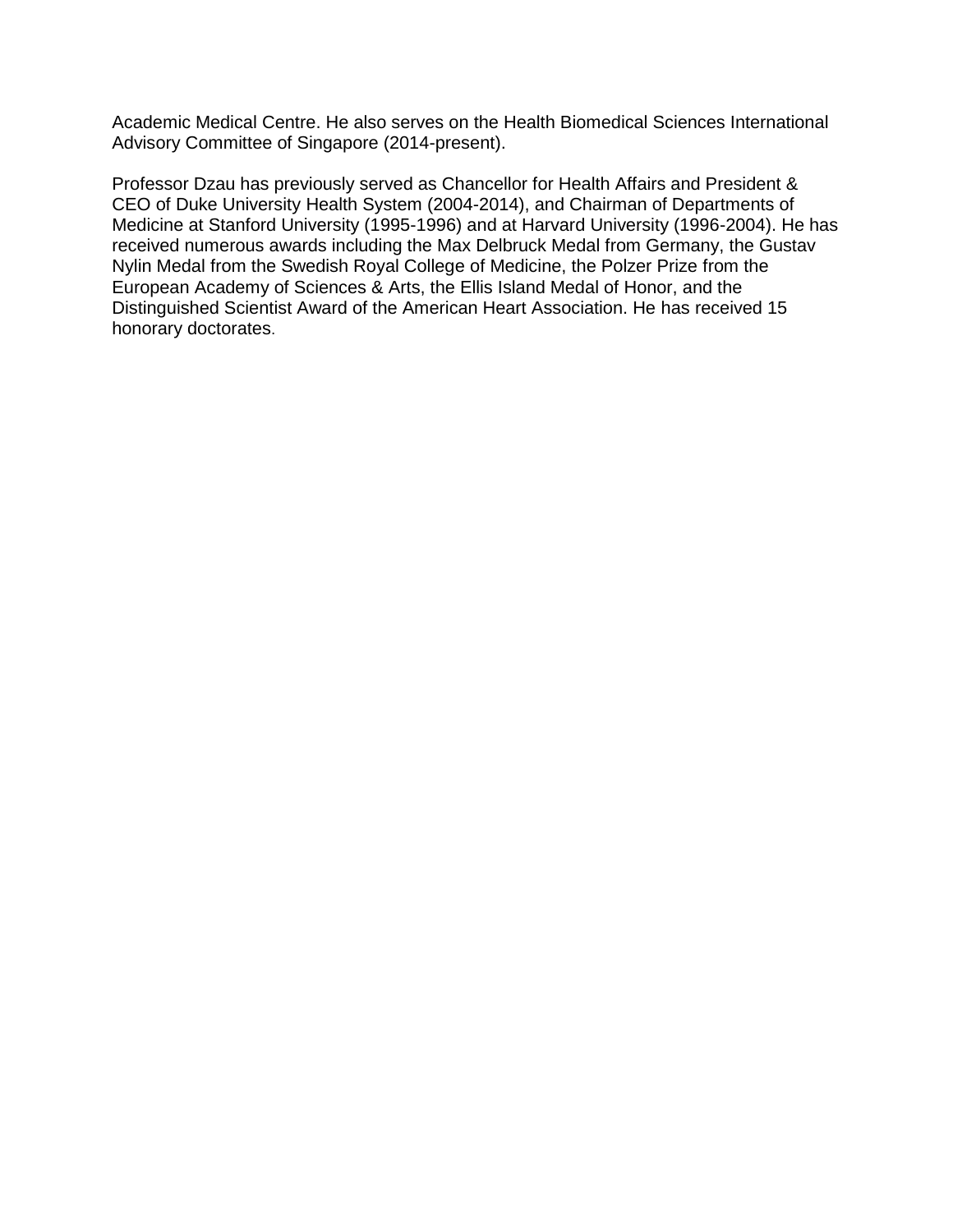Academic Medical Centre. He also serves on the Health Biomedical Sciences International Advisory Committee of Singapore (2014-present).

Professor Dzau has previously served as Chancellor for Health Affairs and President & CEO of Duke University Health System (2004-2014), and Chairman of Departments of Medicine at Stanford University (1995-1996) and at Harvard University (1996-2004). He has received numerous awards including the Max Delbruck Medal from Germany, the Gustav Nylin Medal from the Swedish Royal College of Medicine, the Polzer Prize from the European Academy of Sciences & Arts, the Ellis Island Medal of Honor, and the Distinguished Scientist Award of the American Heart Association. He has received 15 honorary doctorates.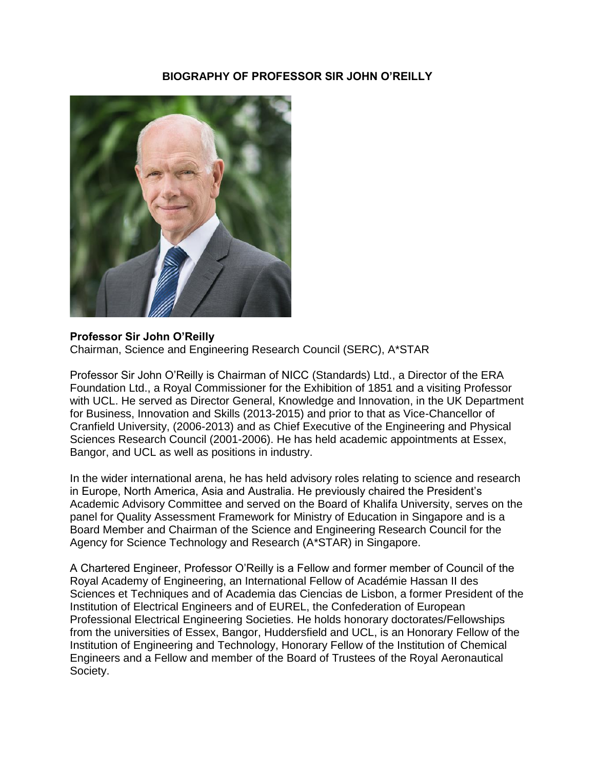## BIOGRAPHY OF PROFESSOR SIR JOHN O'REILLY

**Professor Sir John O'Reilly**
Chairman, Science and Engineering Research Council (SERC), A*STAR

Professor Sir John O'Reilly is Chairman of NICC (Standards) Ltd., a Director of the ERA Foundation Ltd., a Royal Commissioner for the Exhibition of 1851 and a visiting Professor with UCL. He served as Director General, Knowledge and Innovation, in the UK Department for Business, Innovation and Skills (2013-2015) and prior to that as Vice-Chancellor of Cranfield University, (2006-2013) and as Chief Executive of the Engineering and Physical Sciences Research Council (2001-2006). He has held academic appointments at Essex, Bangor, and UCL as well as positions in industry.

In the wider international arena, he has held advisory roles relating to science and research in Europe, North America, Asia and Australia. He previously chaired the President's Academic Advisory Committee and served on the Board of Khalifa University, serves on the panel for Quality Assessment Framework for Ministry of Education in Singapore and is a Board Member and Chairman of the Science and Engineering Research Council for the Agency for Science Technology and Research (A*STAR) in Singapore.

A Chartered Engineer, Professor O'Reilly is a Fellow and former member of Council of the Royal Academy of Engineering, an International Fellow of Académie Hassan II des Sciences et Techniques and of Academia das Ciencias de Lisbon, a former President of the Institution of Electrical Engineers and of EUREL, the Confederation of European Professional Electrical Engineering Societies. He holds honorary doctorates/Fellowships from the universities of Essex, Bangor, Huddersfield and UCL, is an Honorary Fellow of the Institution of Engineering and Technology, Honorary Fellow of the Institution of Chemical Engineers and a Fellow and member of the Board of Trustees of the Royal Aeronautical Society.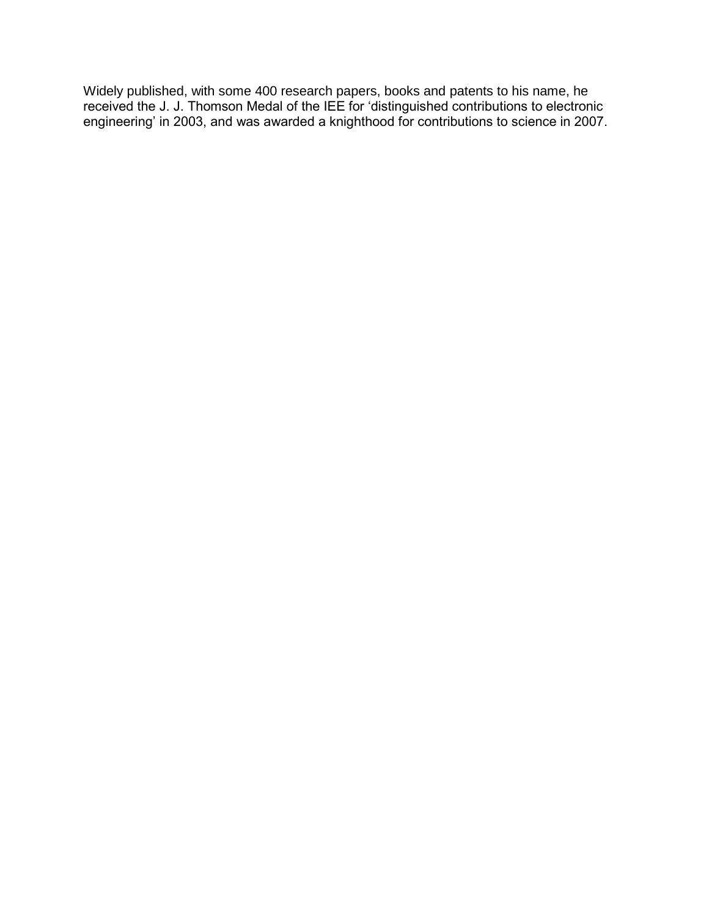Widely published, with some 400 research papers, books and patents to his name, he received the J. J. Thomson Medal of the IEE for 'distinguished contributions to electronic engineering' in 2003, and was awarded a knighthood for contributions to science in 2007.